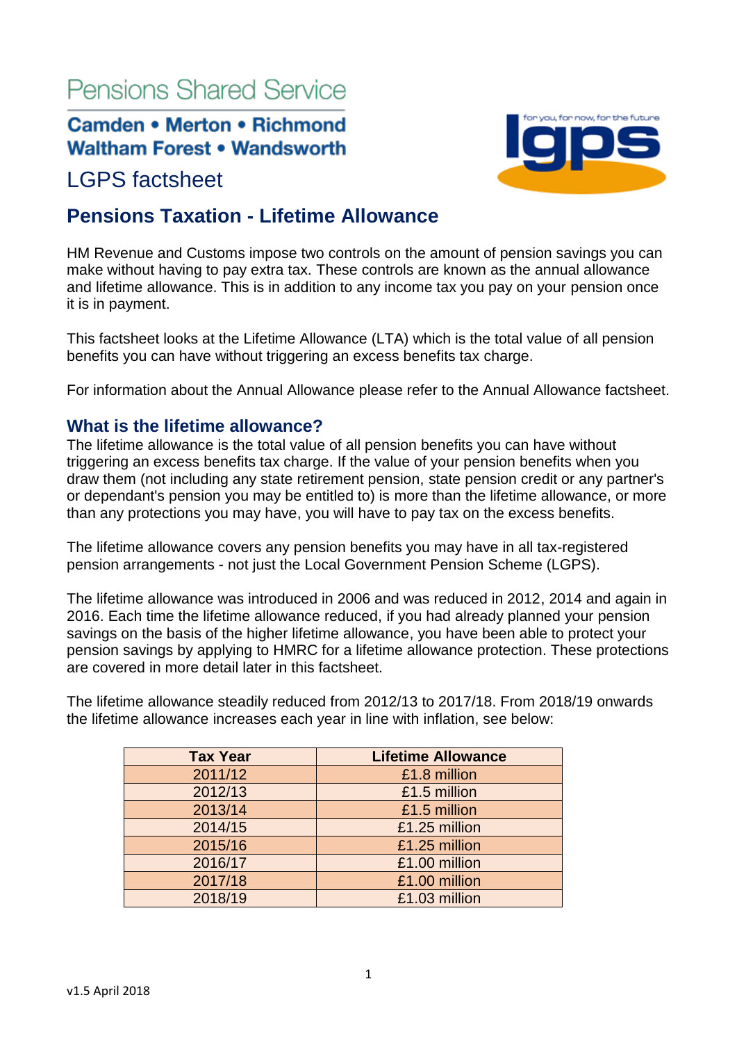# Pensions Shared Service

**Camden • Merton • Richmond**
**Waltham Forest • Wandsworth**

LGPS factsheet

## Pensions Taxation - Lifetime Allowance

HM Revenue and Customs impose two controls on the amount of pension savings you can make without having to pay extra tax. These controls are known as the annual allowance and lifetime allowance. This is in addition to any income tax you pay on your pension once it is in payment.

This factsheet looks at the Lifetime Allowance (LTA) which is the total value of all pension benefits you can have without triggering an excess benefits tax charge.

For information about the Annual Allowance please refer to the Annual Allowance factsheet.

### What is the lifetime allowance?

The lifetime allowance is the total value of all pension benefits you can have without triggering an excess benefits tax charge. If the value of your pension benefits when you draw them (not including any state retirement pension, state pension credit or any partner's or dependant's pension you may be entitled to) is more than the lifetime allowance, or more than any protections you may have, you will have to pay tax on the excess benefits.

The lifetime allowance covers any pension benefits you may have in all tax-registered pension arrangements - not just the Local Government Pension Scheme (LGPS).

The lifetime allowance was introduced in 2006 and was reduced in 2012, 2014 and again in 2016. Each time the lifetime allowance reduced, if you had already planned your pension savings on the basis of the higher lifetime allowance, you have been able to protect your pension savings by applying to HMRC for a lifetime allowance protection. These protections are covered in more detail later in this factsheet.

The lifetime allowance steadily reduced from 2012/13 to 2017/18. From 2018/19 onwards the lifetime allowance increases each year in line with inflation, see below:

| Tax Year | Lifetime Allowance |
|---|---|
| 2011/12 | £1.8 million |
| 2012/13 | £1.5 million |
| 2013/14 | £1.5 million |
| 2014/15 | £1.25 million |
| 2015/16 | £1.25 million |
| 2016/17 | £1.00 million |
| 2017/18 | £1.00 million |
| 2018/19 | £1.03 million |

v1.5 April 2018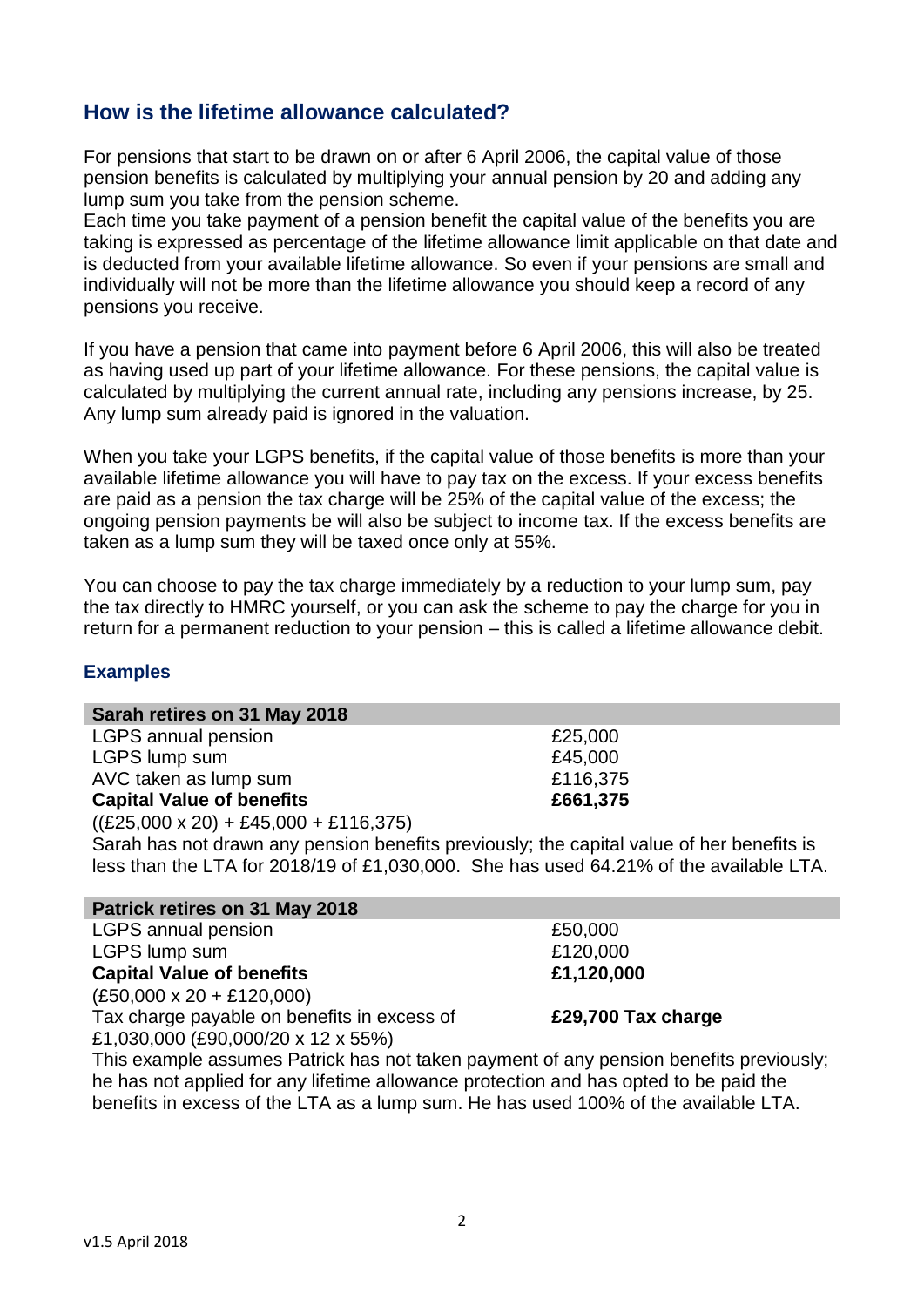## How is the lifetime allowance calculated?

For pensions that start to be drawn on or after 6 April 2006, the capital value of those pension benefits is calculated by multiplying your annual pension by 20 and adding any lump sum you take from the pension scheme.
Each time you take payment of a pension benefit the capital value of the benefits you are taking is expressed as percentage of the lifetime allowance limit applicable on that date and is deducted from your available lifetime allowance. So even if your pensions are small and individually will not be more than the lifetime allowance you should keep a record of any pensions you receive.

If you have a pension that came into payment before 6 April 2006, this will also be treated as having used up part of your lifetime allowance. For these pensions, the capital value is calculated by multiplying the current annual rate, including any pensions increase, by 25. Any lump sum already paid is ignored in the valuation.

When you take your LGPS benefits, if the capital value of those benefits is more than your available lifetime allowance you will have to pay tax on the excess. If your excess benefits are paid as a pension the tax charge will be 25% of the capital value of the excess; the ongoing pension payments be will also be subject to income tax. If the excess benefits are taken as a lump sum they will be taxed once only at 55%.

You can choose to pay the tax charge immediately by a reduction to your lump sum, pay the tax directly to HMRC yourself, or you can ask the scheme to pay the charge for you in return for a permanent reduction to your pension – this is called a lifetime allowance debit.

### Examples

| **Sarah retires on 31 May 2018** | |
|---|---|
| LGPS annual pension | £25,000 |
| LGPS lump sum | £45,000 |
| AVC taken as lump sum | £116,375 |
| **Capital Value of benefits** | **£661,375** |
| ((£25,000 x 20) + £45,000 + £116,375) | |

Sarah has not drawn any pension benefits previously; the capital value of her benefits is less than the LTA for 2018/19 of £1,030,000. She has used 64.21% of the available LTA.

| **Patrick retires on 31 May 2018** | |
|---|---|
| LGPS annual pension | £50,000 |
| LGPS lump sum | £120,000 |
| **Capital Value of benefits** | **£1,120,000** |
| (£50,000 x 20 + £120,000) | |
| Tax charge payable on benefits in excess of £1,030,000 (£90,000/20 x 12 x 55%) | **£29,700 Tax charge** |

This example assumes Patrick has not taken payment of any pension benefits previously; he has not applied for any lifetime allowance protection and has opted to be paid the benefits in excess of the LTA as a lump sum. He has used 100% of the available LTA.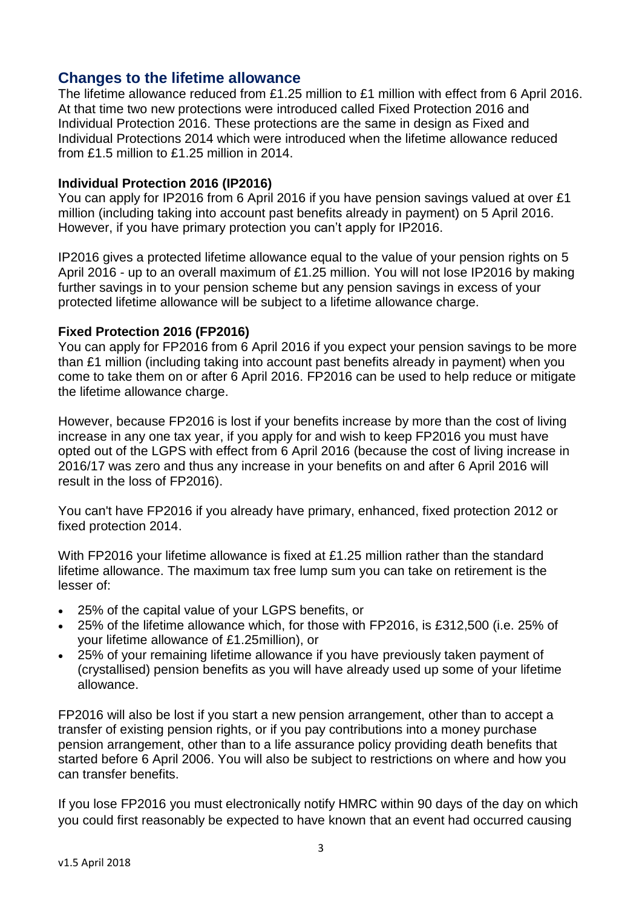## Changes to the lifetime allowance

The lifetime allowance reduced from £1.25 million to £1 million with effect from 6 April 2016. At that time two new protections were introduced called Fixed Protection 2016 and Individual Protection 2016. These protections are the same in design as Fixed and Individual Protections 2014 which were introduced when the lifetime allowance reduced from £1.5 million to £1.25 million in 2014.

### Individual Protection 2016 (IP2016)

You can apply for IP2016 from 6 April 2016 if you have pension savings valued at over £1 million (including taking into account past benefits already in payment) on 5 April 2016. However, if you have primary protection you can't apply for IP2016.

IP2016 gives a protected lifetime allowance equal to the value of your pension rights on 5 April 2016 - up to an overall maximum of £1.25 million. You will not lose IP2016 by making further savings in to your pension scheme but any pension savings in excess of your protected lifetime allowance will be subject to a lifetime allowance charge.

### Fixed Protection 2016 (FP2016)

You can apply for FP2016 from 6 April 2016 if you expect your pension savings to be more than £1 million (including taking into account past benefits already in payment) when you come to take them on or after 6 April 2016. FP2016 can be used to help reduce or mitigate the lifetime allowance charge.

However, because FP2016 is lost if your benefits increase by more than the cost of living increase in any one tax year, if you apply for and wish to keep FP2016 you must have opted out of the LGPS with effect from 6 April 2016 (because the cost of living increase in 2016/17 was zero and thus any increase in your benefits on and after 6 April 2016 will result in the loss of FP2016).

You can't have FP2016 if you already have primary, enhanced, fixed protection 2012 or fixed protection 2014.

With FP2016 your lifetime allowance is fixed at £1.25 million rather than the standard lifetime allowance. The maximum tax free lump sum you can take on retirement is the lesser of:

- 25% of the capital value of your LGPS benefits, or
- 25% of the lifetime allowance which, for those with FP2016, is £312,500 (i.e. 25% of your lifetime allowance of £1.25million), or
- 25% of your remaining lifetime allowance if you have previously taken payment of (crystallised) pension benefits as you will have already used up some of your lifetime allowance.

FP2016 will also be lost if you start a new pension arrangement, other than to accept a transfer of existing pension rights, or if you pay contributions into a money purchase pension arrangement, other than to a life assurance policy providing death benefits that started before 6 April 2006. You will also be subject to restrictions on where and how you can transfer benefits.

If you lose FP2016 you must electronically notify HMRC within 90 days of the day on which you could first reasonably be expected to have known that an event had occurred causing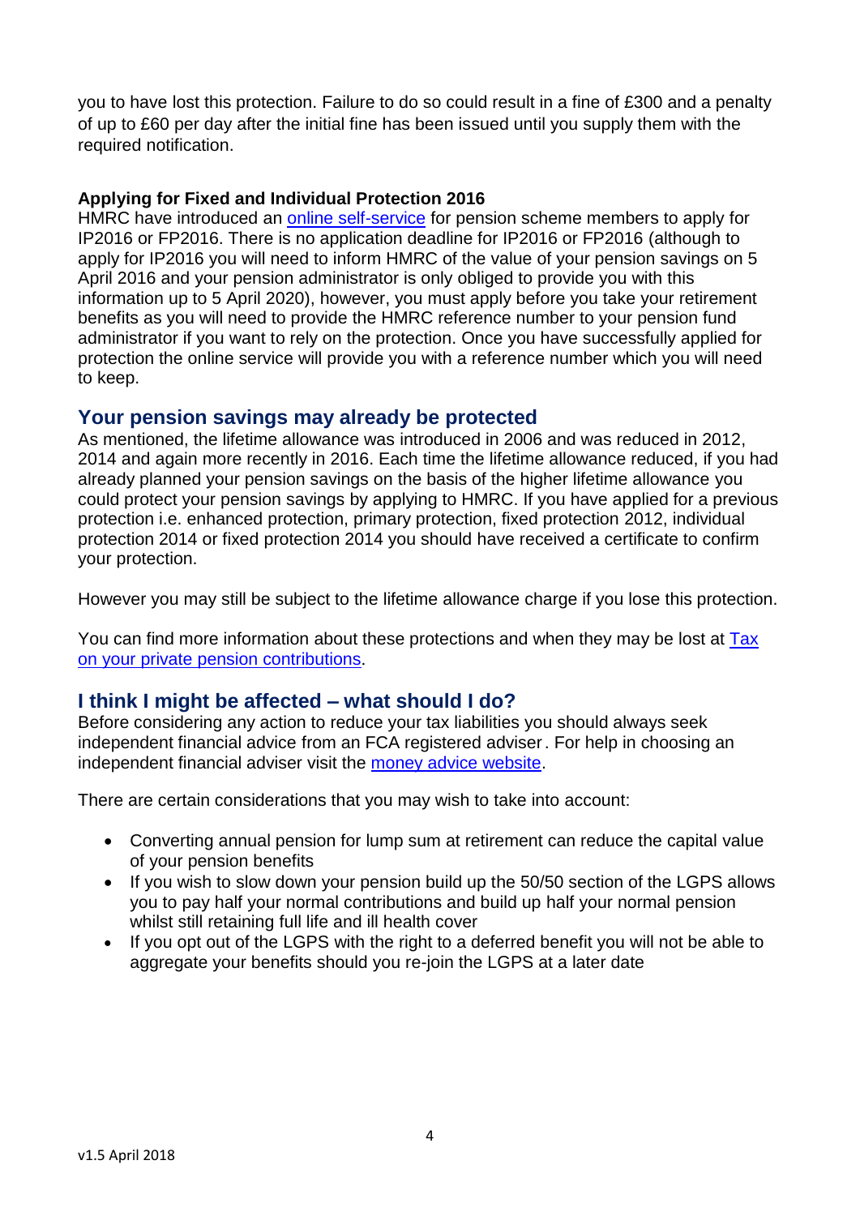you to have lost this protection. Failure to do so could result in a fine of £300 and a penalty of up to £60 per day after the initial fine has been issued until you supply them with the required notification.

**Applying for Fixed and Individual Protection 2016**

HMRC have introduced an [online self-service]() for pension scheme members to apply for IP2016 or FP2016. There is no application deadline for IP2016 or FP2016 (although to apply for IP2016 you will need to inform HMRC of the value of your pension savings on 5 April 2016 and your pension administrator is only obliged to provide you with this information up to 5 April 2020), however, you must apply before you take your retirement benefits as you will need to provide the HMRC reference number to your pension fund administrator if you want to rely on the protection. Once you have successfully applied for protection the online service will provide you with a reference number which you will need to keep.

## Your pension savings may already be protected

As mentioned, the lifetime allowance was introduced in 2006 and was reduced in 2012, 2014 and again more recently in 2016. Each time the lifetime allowance reduced, if you had already planned your pension savings on the basis of the higher lifetime allowance you could protect your pension savings by applying to HMRC. If you have applied for a previous protection i.e. enhanced protection, primary protection, fixed protection 2012, individual protection 2014 or fixed protection 2014 you should have received a certificate to confirm your protection.

However you may still be subject to the lifetime allowance charge if you lose this protection.

You can find more information about these protections and when they may be lost at [Tax on your private pension contributions]().

## I think I might be affected – what should I do?

Before considering any action to reduce your tax liabilities you should always seek independent financial advice from an FCA registered adviser. For help in choosing an independent financial adviser visit the [money advice website]().

There are certain considerations that you may wish to take into account:

- Converting annual pension for lump sum at retirement can reduce the capital value of your pension benefits
- If you wish to slow down your pension build up the 50/50 section of the LGPS allows you to pay half your normal contributions and build up half your normal pension whilst still retaining full life and ill health cover
- If you opt out of the LGPS with the right to a deferred benefit you will not be able to aggregate your benefits should you re-join the LGPS at a later date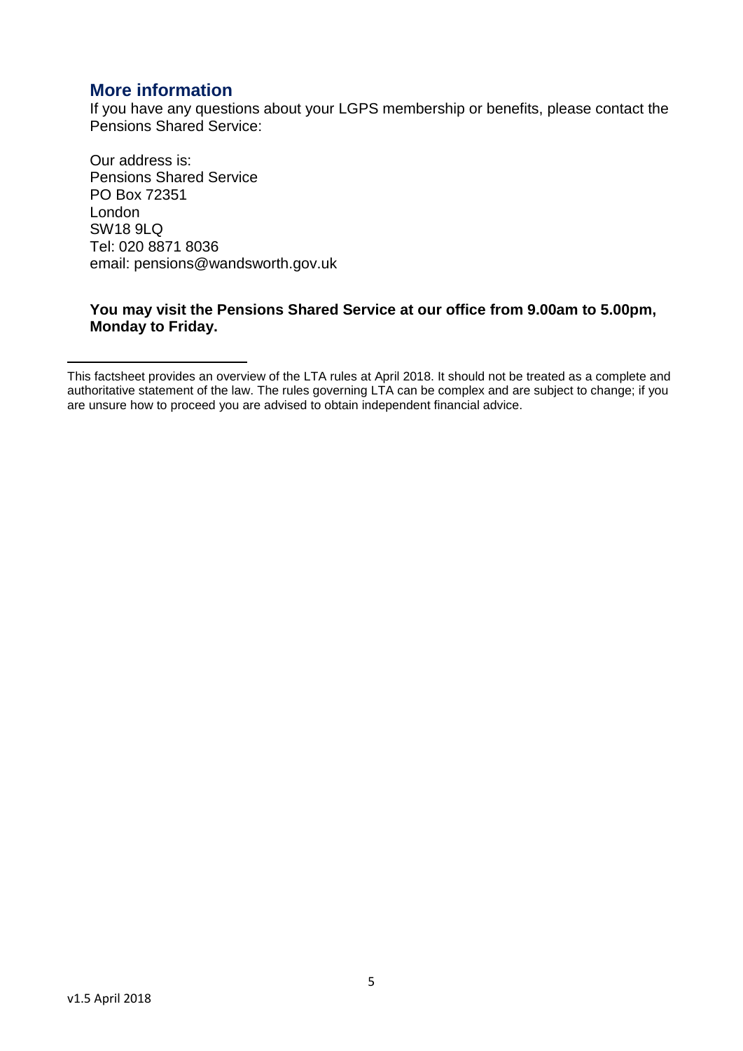## More information

If you have any questions about your LGPS membership or benefits, please contact the Pensions Shared Service:

Our address is:
Pensions Shared Service
PO Box 72351
London
SW18 9LQ
Tel: 020 8871 8036
email: pensions@wandsworth.gov.uk

**You may visit the Pensions Shared Service at our office from 9.00am to 5.00pm, Monday to Friday.**

---

This factsheet provides an overview of the LTA rules at April 2018. It should not be treated as a complete and authoritative statement of the law. The rules governing LTA can be complex and are subject to change; if you are unsure how to proceed you are advised to obtain independent financial advice.

v1.5 April 2018